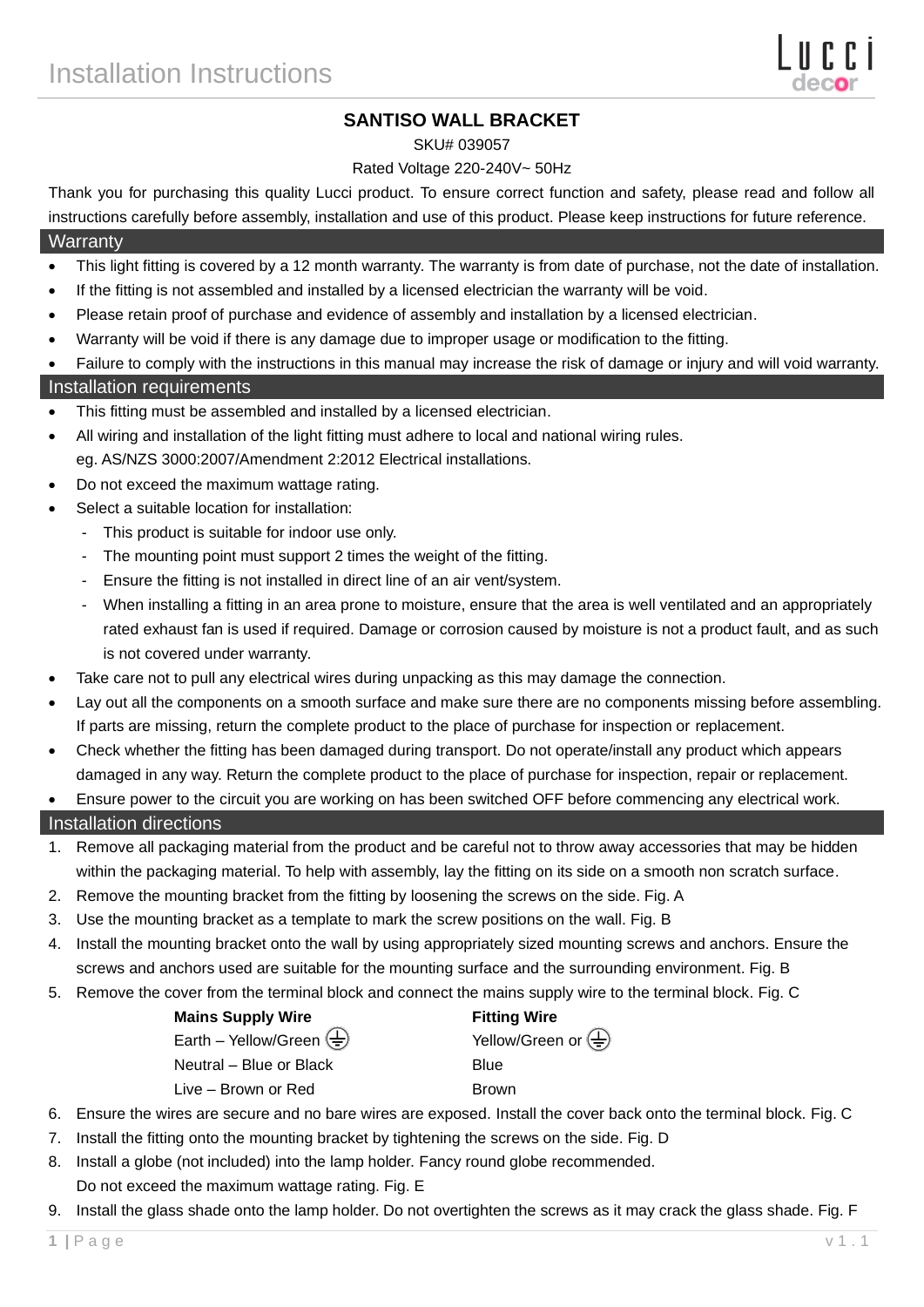# Installation Instructions

## SANTISO WALL BRACKET

SKU# 039057

Rated Voltage 220-240V~ 50Hz

Thank you for purchasing this quality Lucci product. To ensure correct function and safety, please read and follow all instructions carefully before assembly, installation and use of this product. Please keep instructions for future reference.

## Warranty

- This light fitting is covered by a 12 month warranty. The warranty is from date of purchase, not the date of installation.
- If the fitting is not assembled and installed by a licensed electrician the warranty will be void.
- Please retain proof of purchase and evidence of assembly and installation by a licensed electrician.
- Warranty will be void if there is any damage due to improper usage or modification to the fitting.
- Failure to comply with the instructions in this manual may increase the risk of damage or injury and will void warranty.

## Installation requirements

- This fitting must be assembled and installed by a licensed electrician.
- All wiring and installation of the light fitting must adhere to local and national wiring rules. eg. AS/NZS 3000:2007/Amendment 2:2012 Electrical installations.
- Do not exceed the maximum wattage rating.
- Select a suitable location for installation:
  - This product is suitable for indoor use only.
  - The mounting point must support 2 times the weight of the fitting.
  - Ensure the fitting is not installed in direct line of an air vent/system.
  - When installing a fitting in an area prone to moisture, ensure that the area is well ventilated and an appropriately rated exhaust fan is used if required. Damage or corrosion caused by moisture is not a product fault, and as such is not covered under warranty.
- Take care not to pull any electrical wires during unpacking as this may damage the connection.
- Lay out all the components on a smooth surface and make sure there are no components missing before assembling. If parts are missing, return the complete product to the place of purchase for inspection or replacement.
- Check whether the fitting has been damaged during transport. Do not operate/install any product which appears damaged in any way. Return the complete product to the place of purchase for inspection, repair or replacement.
- Ensure power to the circuit you are working on has been switched OFF before commencing any electrical work.

## Installation directions

1. Remove all packaging material from the product and be careful not to throw away accessories that may be hidden within the packaging material. To help with assembly, lay the fitting on its side on a smooth non scratch surface.
2. Remove the mounting bracket from the fitting by loosening the screws on the side. Fig. A
3. Use the mounting bracket as a template to mark the screw positions on the wall. Fig. B
4. Install the mounting bracket onto the wall by using appropriately sized mounting screws and anchors. Ensure the screws and anchors used are suitable for the mounting surface and the surrounding environment. Fig. B
5. Remove the cover from the terminal block and connect the mains supply wire to the terminal block. Fig. C

| **Mains Supply Wire** | **Fitting Wire** |
|---|---|
| Earth – Yellow/Green ⏚ | Yellow/Green or ⏚ |
| Neutral – Blue or Black | Blue |
| Live – Brown or Red | Brown |

6. Ensure the wires are secure and no bare wires are exposed. Install the cover back onto the terminal block. Fig. C
7. Install the fitting onto the mounting bracket by tightening the screws on the side. Fig. D
8. Install a globe (not included) into the lamp holder. Fancy round globe recommended. Do not exceed the maximum wattage rating. Fig. E
9. Install the glass shade onto the lamp holder. Do not overtighten the screws as it may crack the glass shade. Fig. F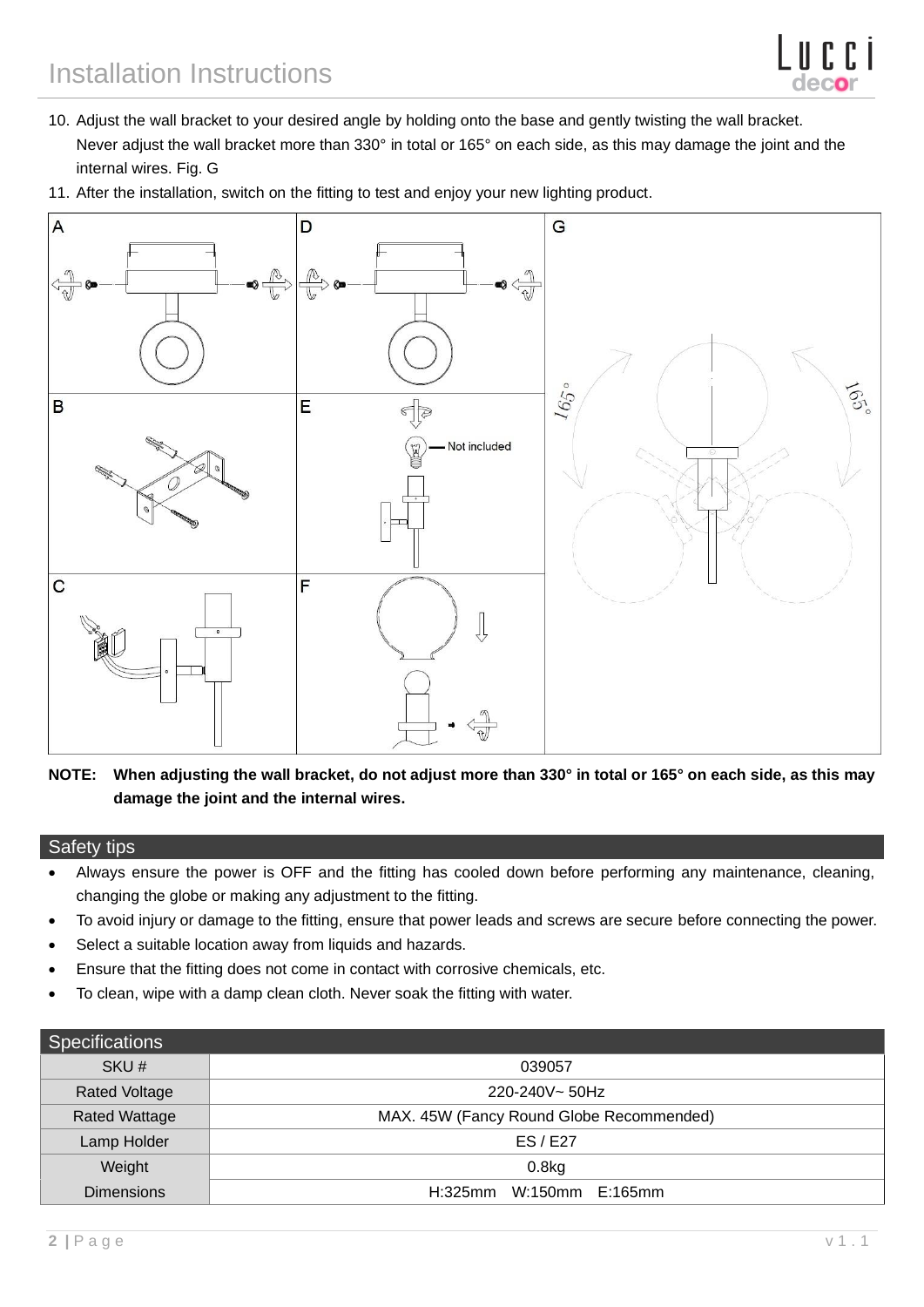# Installation Instructions

10. Adjust the wall bracket to your desired angle by holding onto the base and gently twisting the wall bracket. Never adjust the wall bracket more than 330° in total or 165° on each side, as this may damage the joint and the internal wires. Fig. G
11. After the installation, switch on the fitting to test and enjoy your new lighting product.

A

D

G

165°

165°

B

E

Not included

C

F

**NOTE: When adjusting the wall bracket, do not adjust more than 330° in total or 165° on each side, as this may damage the joint and the internal wires.**

## Safety tips

- Always ensure the power is OFF and the fitting has cooled down before performing any maintenance, cleaning, changing the globe or making any adjustment to the fitting.
- To avoid injury or damage to the fitting, ensure that power leads and screws are secure before connecting the power.
- Select a suitable location away from liquids and hazards.
- Ensure that the fitting does not come in contact with corrosive chemicals, etc.
- To clean, wipe with a damp clean cloth. Never soak the fitting with water.

## Specifications

| | |
|---|---|
| SKU # | 039057 |
| Rated Voltage | 220-240V~ 50Hz |
| Rated Wattage | MAX. 45W (Fancy Round Globe Recommended) |
| Lamp Holder | ES / E27 |
| Weight | 0.8kg |
| Dimensions | H:325mm W:150mm E:165mm |